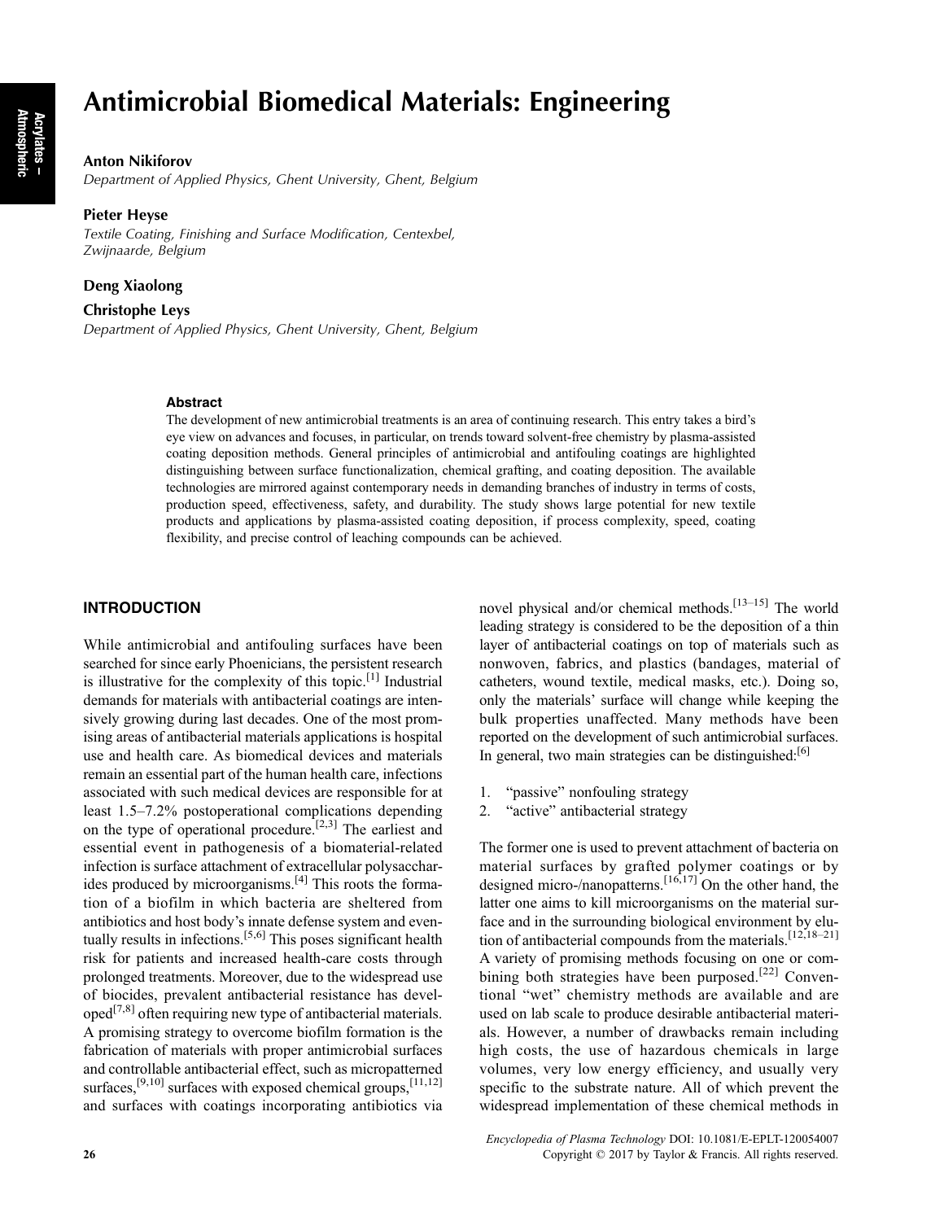# Antimicrobial Biomedical Materials: Engineering

**Anton Nikiforov**

*Department of Applied Physics, Ghent University, Ghent, Belgium*

**Pieter Heyse**

*Textile Coating, Finishing and Surface Modification, Centexbel, Zwijnaarde, Belgium*

**Deng Xiaolong**

**Christophe Leys**

*Department of Applied Physics, Ghent University, Ghent, Belgium*

### Abstract

The development of new antimicrobial treatments is an area of continuing research. This entry takes a bird's eye view on advances and focuses, in particular, on trends toward solvent-free chemistry by plasma-assisted coating deposition methods. General principles of antimicrobial and antifouling coatings are highlighted distinguishing between surface functionalization, chemical grafting, and coating deposition. The available technologies are mirrored against contemporary needs in demanding branches of industry in terms of costs, production speed, effectiveness, safety, and durability. The study shows large potential for new textile products and applications by plasma-assisted coating deposition, if process complexity, speed, coating flexibility, and precise control of leaching compounds can be achieved.

## INTRODUCTION

While antimicrobial and antifouling surfaces have been searched for since early Phoenicians, the persistent research is illustrative for the complexity of this topic.[1] Industrial demands for materials with antibacterial coatings are intensively growing during last decades. One of the most promising areas of antibacterial materials applications is hospital use and health care. As biomedical devices and materials remain an essential part of the human health care, infections associated with such medical devices are responsible for at least 1.5–7.2% postoperational complications depending on the type of operational procedure.[2,3] The earliest and essential event in pathogenesis of a biomaterial-related infection is surface attachment of extracellular polysaccharides produced by microorganisms.[4] This roots the formation of a biofilm in which bacteria are sheltered from antibiotics and host body's innate defense system and eventually results in infections.[5,6] This poses significant health risk for patients and increased health-care costs through prolonged treatments. Moreover, due to the widespread use of biocides, prevalent antibacterial resistance has developed[7,8] often requiring new type of antibacterial materials. A promising strategy to overcome biofilm formation is the fabrication of materials with proper antimicrobial surfaces and controllable antibacterial effect, such as micropatterned surfaces,[9,10] surfaces with exposed chemical groups,[11,12] and surfaces with coatings incorporating antibiotics via novel physical and/or chemical methods.[13–15] The world leading strategy is considered to be the deposition of a thin layer of antibacterial coatings on top of materials such as nonwoven, fabrics, and plastics (bandages, material of catheters, wound textile, medical masks, etc.). Doing so, only the materials' surface will change while keeping the bulk properties unaffected. Many methods have been reported on the development of such antimicrobial surfaces. In general, two main strategies can be distinguished:[6]

1. "passive" nonfouling strategy
2. "active" antibacterial strategy

The former one is used to prevent attachment of bacteria on material surfaces by grafted polymer coatings or by designed micro-/nanopatterns.[16,17] On the other hand, the latter one aims to kill microorganisms on the material surface and in the surrounding biological environment by elution of antibacterial compounds from the materials.[12,18–21] A variety of promising methods focusing on one or combining both strategies have been purposed.[22] Conventional "wet" chemistry methods are available and are used on lab scale to produce desirable antibacterial materials. However, a number of drawbacks remain including high costs, the use of hazardous chemicals in large volumes, very low energy efficiency, and usually very specific to the substrate nature. All of which prevent the widespread implementation of these chemical methods in

Encyclopedia of Plasma Technology DOI: 10.1081/E-EPLT-120054007
Copyright © 2017 by Taylor & Francis. All rights reserved.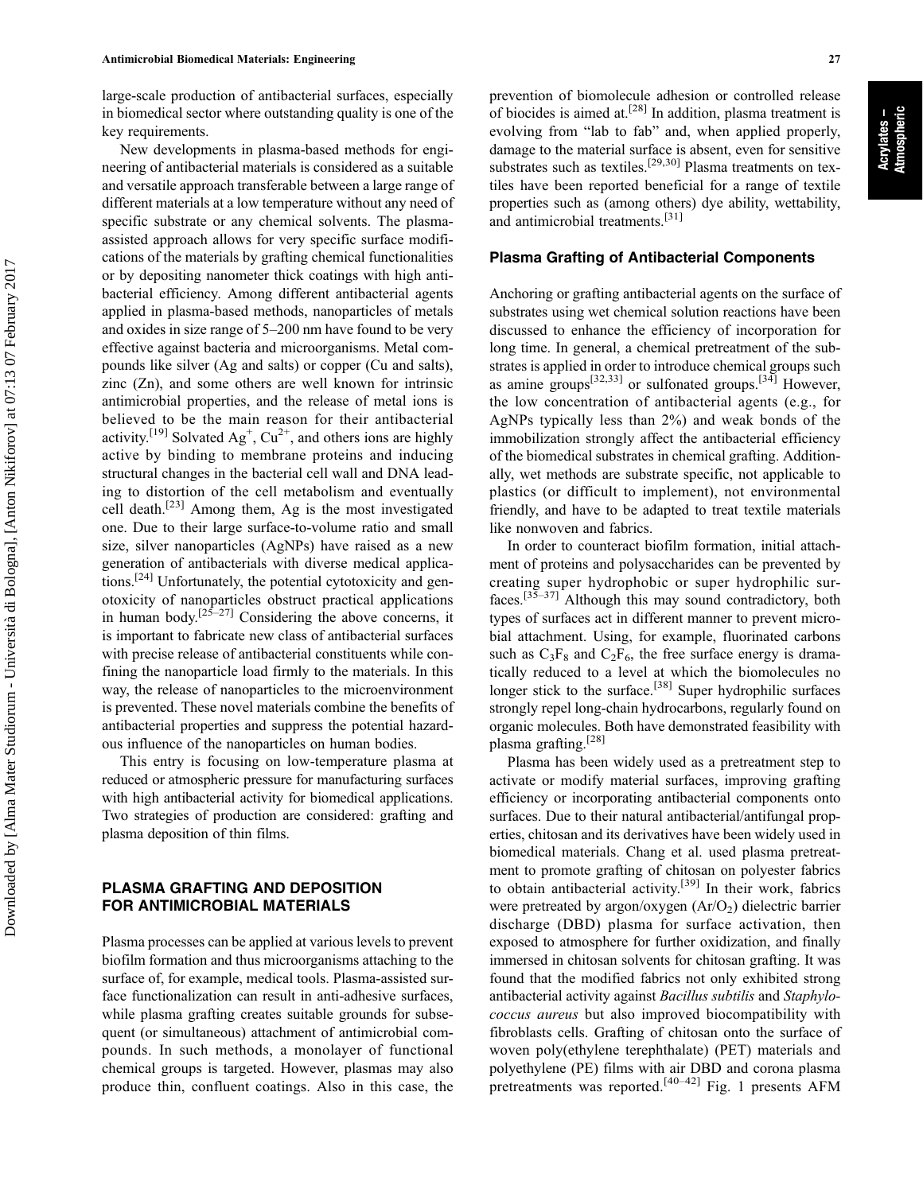large-scale production of antibacterial surfaces, especially in biomedical sector where outstanding quality is one of the key requirements.

New developments in plasma-based methods for engineering of antibacterial materials is considered as a suitable and versatile approach transferable between a large range of different materials at a low temperature without any need of specific substrate or any chemical solvents. The plasma-assisted approach allows for very specific surface modifications of the materials by grafting chemical functionalities or by depositing nanometer thick coatings with high antibacterial efficiency. Among different antibacterial agents applied in plasma-based methods, nanoparticles of metals and oxides in size range of 5–200 nm have found to be very effective against bacteria and microorganisms. Metal compounds like silver (Ag and salts) or copper (Cu and salts), zinc (Zn), and some others are well known for intrinsic antimicrobial properties, and the release of metal ions is believed to be the main reason for their antibacterial activity.[19] Solvated $Ag^+$, $Cu^{2+}$, and others ions are highly active by binding to membrane proteins and inducing structural changes in the bacterial cell wall and DNA leading to distortion of the cell metabolism and eventually cell death.[23] Among them, Ag is the most investigated one. Due to their large surface-to-volume ratio and small size, silver nanoparticles (AgNPs) have raised as a new generation of antibacterials with diverse medical applications.[24] Unfortunately, the potential cytotoxicity and genotoxicity of nanoparticles obstruct practical applications in human body.[25–27] Considering the above concerns, it is important to fabricate new class of antibacterial surfaces with precise release of antibacterial constituents while confining the nanoparticle load firmly to the materials. In this way, the release of nanoparticles to the microenvironment is prevented. These novel materials combine the benefits of antibacterial properties and suppress the potential hazardous influence of the nanoparticles on human bodies.

This entry is focusing on low-temperature plasma at reduced or atmospheric pressure for manufacturing surfaces with high antibacterial activity for biomedical applications. Two strategies of production are considered: grafting and plasma deposition of thin films.

## PLASMA GRAFTING AND DEPOSITION FOR ANTIMICROBIAL MATERIALS

Plasma processes can be applied at various levels to prevent biofilm formation and thus microorganisms attaching to the surface of, for example, medical tools. Plasma-assisted surface functionalization can result in anti-adhesive surfaces, while plasma grafting creates suitable grounds for subsequent (or simultaneous) attachment of antimicrobial compounds. In such methods, a monolayer of functional chemical groups is targeted. However, plasmas may also produce thin, confluent coatings. Also in this case, the prevention of biomolecule adhesion or controlled release of biocides is aimed at.[28] In addition, plasma treatment is evolving from "lab to fab" and, when applied properly, damage to the material surface is absent, even for sensitive substrates such as textiles.[29,30] Plasma treatments on textiles have been reported beneficial for a range of textile properties such as (among others) dye ability, wettability, and antimicrobial treatments.[31]

### Plasma Grafting of Antibacterial Components

Anchoring or grafting antibacterial agents on the surface of substrates using wet chemical solution reactions have been discussed to enhance the efficiency of incorporation for long time. In general, a chemical pretreatment of the substrates is applied in order to introduce chemical groups such as amine groups[32,33] or sulfonated groups.[34] However, the low concentration of antibacterial agents (e.g., for AgNPs typically less than 2%) and weak bonds of the immobilization strongly affect the antibacterial efficiency of the biomedical substrates in chemical grafting. Additionally, wet methods are substrate specific, not applicable to plastics (or difficult to implement), not environmental friendly, and have to be adapted to treat textile materials like nonwoven and fabrics.

In order to counteract biofilm formation, initial attachment of proteins and polysaccharides can be prevented by creating super hydrophobic or super hydrophilic surfaces.[35–37] Although this may sound contradictory, both types of surfaces act in different manner to prevent microbial attachment. Using, for example, fluorinated carbons such as $C_3F_8$ and $C_2F_6$, the free surface energy is dramatically reduced to a level at which the biomolecules no longer stick to the surface.[38] Super hydrophilic surfaces strongly repel long-chain hydrocarbons, regularly found on organic molecules. Both have demonstrated feasibility with plasma grafting.[28]

Plasma has been widely used as a pretreatment step to activate or modify material surfaces, improving grafting efficiency or incorporating antibacterial components onto surfaces. Due to their natural antibacterial/antifungal properties, chitosan and its derivatives have been widely used in biomedical materials. Chang et al. used plasma pretreatment to promote grafting of chitosan on polyester fabrics to obtain antibacterial activity.[39] In their work, fabrics were pretreated by argon/oxygen ($Ar/O_2$) dielectric barrier discharge (DBD) plasma for surface activation, then exposed to atmosphere for further oxidization, and finally immersed in chitosan solvents for chitosan grafting. It was found that the modified fabrics not only exhibited strong antibacterial activity against *Bacillus subtilis* and *Staphylococcus aureus* but also improved biocompatibility with fibroblasts cells. Grafting of chitosan onto the surface of woven poly(ethylene terephthalate) (PET) materials and polyethylene (PE) films with air DBD and corona plasma pretreatments was reported.[40–42] Fig. 1 presents AFM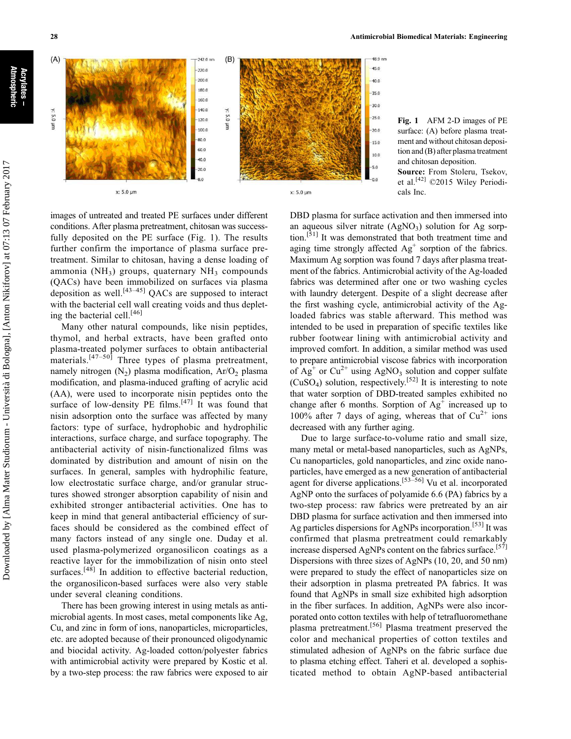(A)

242.0 nm
220.0
200.0
180.0
160.0
140.0
120.0
100.0
80.0
60.0
40.0
20.0
0.0

y: 5.0 µm

x: 5.0 µm

(B)

48.9 nm
45.0
40.0
35.0
30.0
25.0
20.0
15.0
10.0
5.0
0.0

y: 5.0 µm

x: 5.0 µm

**Fig. 1** AFM 2-D images of PE surface: (A) before plasma treatment and without chitosan deposition and (B) after plasma treatment and chitosan deposition.
**Source:** From Stoleru, Tsekov, et al.[42] ©2015 Wiley Periodicals Inc.

images of untreated and treated PE surfaces under different conditions. After plasma pretreatment, chitosan was successfully deposited on the PE surface (Fig. 1). The results further confirm the importance of plasma surface pretreatment. Similar to chitosan, having a dense loading of ammonia ($NH_3$) groups, quaternary $NH_3$ compounds (QACs) have been immobilized on surfaces via plasma deposition as well.[43–45] QACs are supposed to interact with the bacterial cell wall creating voids and thus depleting the bacterial cell.[46]

Many other natural compounds, like nisin peptides, thymol, and herbal extracts, have been grafted onto plasma-treated polymer surfaces to obtain antibacterial materials.[47–50] Three types of plasma pretreatment, namely nitrogen ($N_2$) plasma modification, Ar/$O_2$ plasma modification, and plasma-induced grafting of acrylic acid (AA), were used to incorporate nisin peptides onto the surface of low-density PE films.[47] It was found that nisin adsorption onto the surface was affected by many factors: type of surface, hydrophobic and hydrophilic interactions, surface charge, and surface topography. The antibacterial activity of nisin-functionalized films was dominated by distribution and amount of nisin on the surfaces. In general, samples with hydrophilic feature, low electrostatic surface charge, and/or granular structures showed stronger absorption capability of nisin and exhibited stronger antibacterial activities. One has to keep in mind that general antibacterial efficiency of surfaces should be considered as the combined effect of many factors instead of any single one. Duday et al. used plasma-polymerized organosilicon coatings as a reactive layer for the immobilization of nisin onto steel surfaces.[48] In addition to effective bacterial reduction, the organosilicon-based surfaces were also very stable under several cleaning conditions.

There has been growing interest in using metals as antimicrobial agents. In most cases, metal components like Ag, Cu, and zinc in form of ions, nanoparticles, microparticles, etc. are adopted because of their pronounced oligodynamic and biocidal activity. Ag-loaded cotton/polyester fabrics with antimicrobial activity were prepared by Kostic et al. by a two-step process: the raw fabrics were exposed to air DBD plasma for surface activation and then immersed into an aqueous silver nitrate ($AgNO_3$) solution for Ag sorption.[51] It was demonstrated that both treatment time and aging time strongly affected $Ag^+$ sorption of the fabrics. Maximum Ag sorption was found 7 days after plasma treatment of the fabrics. Antimicrobial activity of the Ag-loaded fabrics was determined after one or two washing cycles with laundry detergent. Despite of a slight decrease after the first washing cycle, antimicrobial activity of the Ag-loaded fabrics was stable afterward. This method was intended to be used in preparation of specific textiles like rubber footwear lining with antimicrobial activity and improved comfort. In addition, a similar method was used to prepare antimicrobial viscose fabrics with incorporation of $Ag^+$ or $Cu^{2+}$ using $AgNO_3$ solution and copper sulfate ($CuSO_4$) solution, respectively.[52] It is interesting to note that water sorption of DBD-treated samples exhibited no change after 6 months. Sorption of $Ag^+$ increased up to 100% after 7 days of aging, whereas that of $Cu^{2+}$ ions decreased with any further aging.

Due to large surface-to-volume ratio and small size, many metal or metal-based nanoparticles, such as AgNPs, Cu nanoparticles, gold nanoparticles, and zinc oxide nanoparticles, have emerged as a new generation of antibacterial agent for diverse applications.[53–56] Vu et al. incorporated AgNP onto the surfaces of polyamide 6.6 (PA) fabrics by a two-step process: raw fabrics were pretreated by an air DBD plasma for surface activation and then immersed into Ag particles dispersions for AgNPs incorporation.[53] It was confirmed that plasma pretreatment could remarkably increase dispersed AgNPs content on the fabrics surface.[57] Dispersions with three sizes of AgNPs (10, 20, and 50 nm) were prepared to study the effect of nanoparticles size on their adsorption in plasma pretreated PA fabrics. It was found that AgNPs in small size exhibited high adsorption in the fiber surfaces. In addition, AgNPs were also incorporated onto cotton textiles with help of tetrafluoromethane plasma pretreatment.[56] Plasma treatment preserved the color and mechanical properties of cotton textiles and stimulated adhesion of AgNPs on the fabric surface due to plasma etching effect. Taheri et al. developed a sophisticated method to obtain AgNP-based antibacterial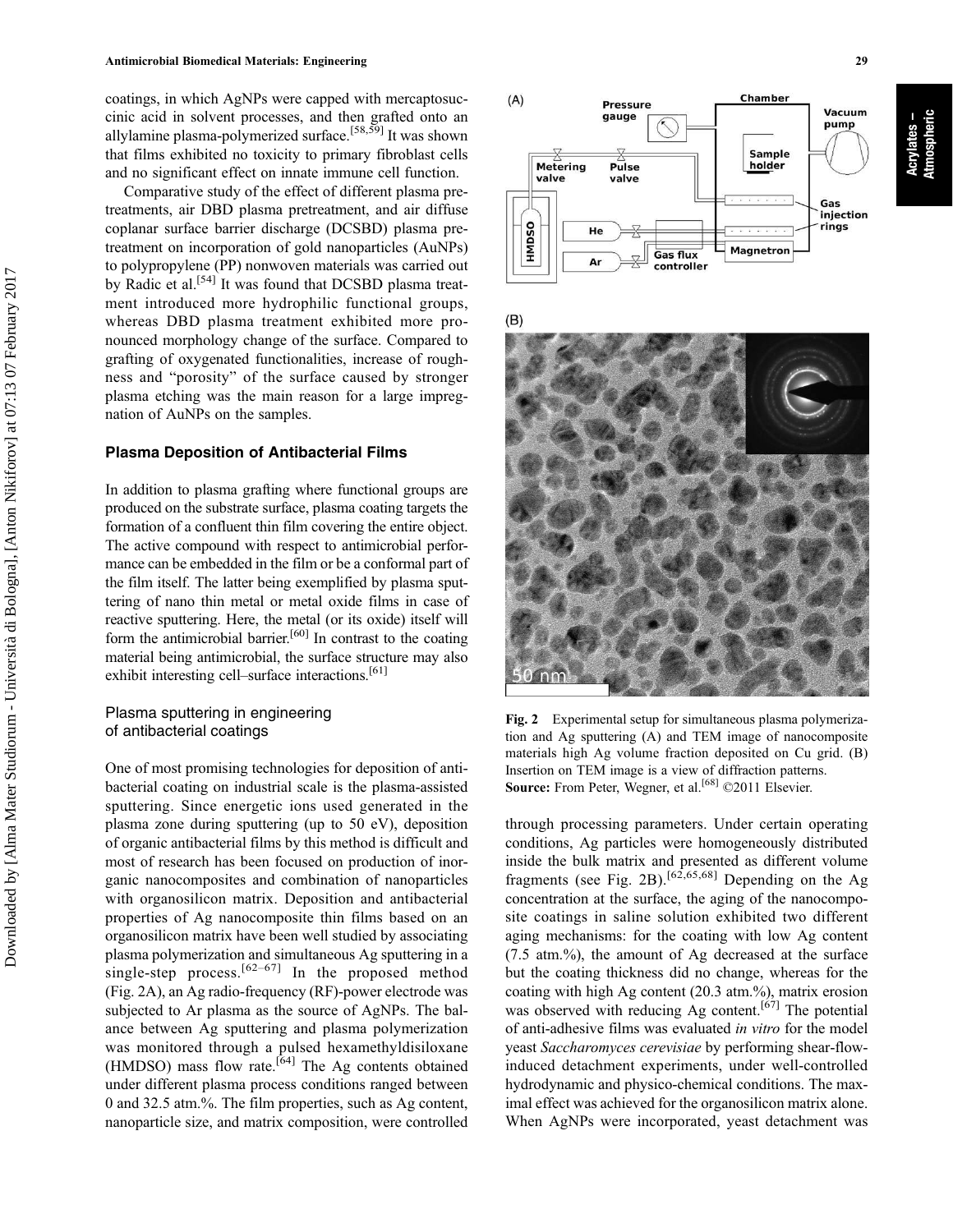coatings, in which AgNPs were capped with mercaptosuccinic acid in solvent processes, and then grafted onto an allylamine plasma-polymerized surface.[58,59] It was shown that films exhibited no toxicity to primary fibroblast cells and no significant effect on innate immune cell function.

Comparative study of the effect of different plasma pretreatments, air DBD plasma pretreatment, and air diffuse coplanar surface barrier discharge (DCSBD) plasma pretreatment on incorporation of gold nanoparticles (AuNPs) to polypropylene (PP) nonwoven materials was carried out by Radic et al.[54] It was found that DCSBD plasma treatment introduced more hydrophilic functional groups, whereas DBD plasma treatment exhibited more pronounced morphology change of the surface. Compared to grafting of oxygenated functionalities, increase of roughness and "porosity" of the surface caused by stronger plasma etching was the main reason for a large impregnation of AuNPs on the samples.

## Plasma Deposition of Antibacterial Films

In addition to plasma grafting where functional groups are produced on the substrate surface, plasma coating targets the formation of a confluent thin film covering the entire object. The active compound with respect to antimicrobial performance can be embedded in the film or be a conformal part of the film itself. The latter being exemplified by plasma sputtering of nano thin metal or metal oxide films in case of reactive sputtering. Here, the metal (or its oxide) itself will form the antimicrobial barrier.[60] In contrast to the coating material being antimicrobial, the surface structure may also exhibit interesting cell–surface interactions.[61]

### Plasma sputtering in engineering of antibacterial coatings

One of most promising technologies for deposition of antibacterial coating on industrial scale is the plasma-assisted sputtering. Since energetic ions used generated in the plasma zone during sputtering (up to 50 eV), deposition of organic antibacterial films by this method is difficult and most of research has been focused on production of inorganic nanocomposites and combination of nanoparticles with organosilicon matrix. Deposition and antibacterial properties of Ag nanocomposite thin films based on an organosilicon matrix have been well studied by associating plasma polymerization and simultaneous Ag sputtering in a single-step process.[62–67] In the proposed method (Fig. 2A), an Ag radio-frequency (RF)-power electrode was subjected to Ar plasma as the source of AgNPs. The balance between Ag sputtering and plasma polymerization was monitored through a pulsed hexamethyldisiloxane (HMDSO) mass flow rate.[64] The Ag contents obtained under different plasma process conditions ranged between 0 and 32.5 atm.%. The film properties, such as Ag content, nanoparticle size, and matrix composition, were controlled

(A)

Pressure gauge

Chamber

Vacuum pump

Metering valve

Pulse valve

Sample holder

HMDSO

He

Ar

Gas flux controller

Gas injection rings

Magnetron

(B)

50 nm

**Fig. 2** Experimental setup for simultaneous plasma polymerization and Ag sputtering (A) and TEM image of nanocomposite materials high Ag volume fraction deposited on Cu grid. (B) Insertion on TEM image is a view of diffraction patterns.
**Source:** From Peter, Wegner, et al.[68] ©2011 Elsevier.

through processing parameters. Under certain operating conditions, Ag particles were homogeneously distributed inside the bulk matrix and presented as different volume fragments (see Fig. 2B).[62,65,68] Depending on the Ag concentration at the surface, the aging of the nanocomposite coatings in saline solution exhibited two different aging mechanisms: for the coating with low Ag content (7.5 atm.%), the amount of Ag decreased at the surface but the coating thickness did no change, whereas for the coating with high Ag content (20.3 atm.%), matrix erosion was observed with reducing Ag content.[67] The potential of anti-adhesive films was evaluated *in vitro* for the model yeast *Saccharomyces cerevisiae* by performing shear-flow-induced detachment experiments, under well-controlled hydrodynamic and physico-chemical conditions. The maximal effect was achieved for the organosilicon matrix alone. When AgNPs were incorporated, yeast detachment was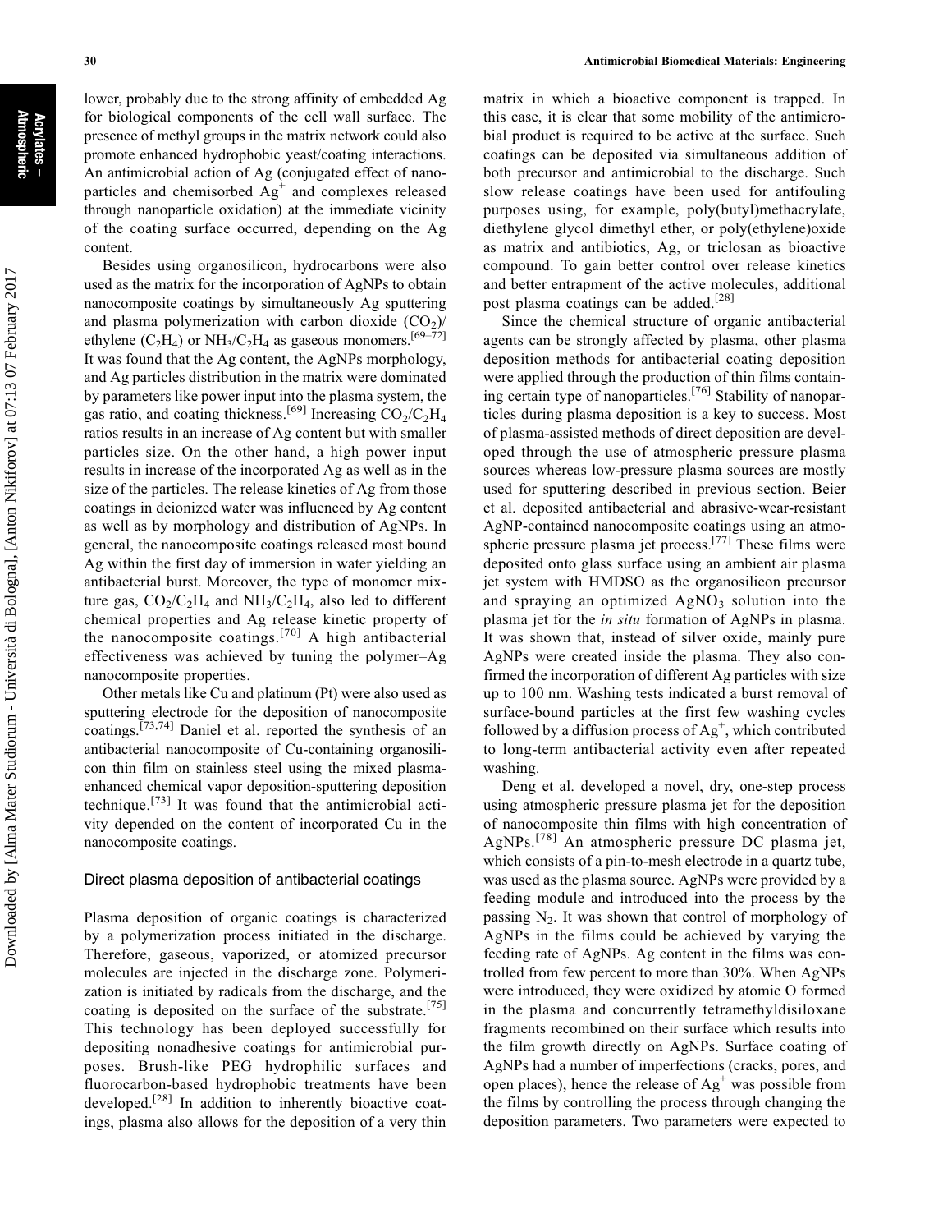lower, probably due to the strong affinity of embedded Ag for biological components of the cell wall surface. The presence of methyl groups in the matrix network could also promote enhanced hydrophobic yeast/coating interactions. An antimicrobial action of Ag (conjugated effect of nanoparticles and chemisorbed $Ag^+$ and complexes released through nanoparticle oxidation) at the immediate vicinity of the coating surface occurred, depending on the Ag content.

Besides using organosilicon, hydrocarbons were also used as the matrix for the incorporation of AgNPs to obtain nanocomposite coatings by simultaneously Ag sputtering and plasma polymerization with carbon dioxide ($CO_2$)/ethylene ($C_2H_4$) or $NH_3/C_2H_4$ as gaseous monomers.[69–72] It was found that the Ag content, the AgNPs morphology, and Ag particles distribution in the matrix were dominated by parameters like power input into the plasma system, the gas ratio, and coating thickness.[69] Increasing $CO_2/C_2H_4$ ratios results in an increase of Ag content but with smaller particles size. On the other hand, a high power input results in increase of the incorporated Ag as well as in the size of the particles. The release kinetics of Ag from those coatings in deionized water was influenced by Ag content as well as by morphology and distribution of AgNPs. In general, the nanocomposite coatings released most bound Ag within the first day of immersion in water yielding an antibacterial burst. Moreover, the type of monomer mixture gas, $CO_2/C_2H_4$ and $NH_3/C_2H_4$, also led to different chemical properties and Ag release kinetic property of the nanocomposite coatings.[70] A high antibacterial effectiveness was achieved by tuning the polymer–Ag nanocomposite properties.

Other metals like Cu and platinum (Pt) were also used as sputtering electrode for the deposition of nanocomposite coatings.[73,74] Daniel et al. reported the synthesis of an antibacterial nanocomposite of Cu-containing organosilicon thin film on stainless steel using the mixed plasma-enhanced chemical vapor deposition-sputtering deposition technique.[73] It was found that the antimicrobial activity depended on the content of incorporated Cu in the nanocomposite coatings.

### Direct plasma deposition of antibacterial coatings

Plasma deposition of organic coatings is characterized by a polymerization process initiated in the discharge. Therefore, gaseous, vaporized, or atomized precursor molecules are injected in the discharge zone. Polymerization is initiated by radicals from the discharge, and the coating is deposited on the surface of the substrate.[75] This technology has been deployed successfully for depositing nonadhesive coatings for antimicrobial purposes. Brush-like PEG hydrophilic surfaces and fluorocarbon-based hydrophobic treatments have been developed.[28] In addition to inherently bioactive coatings, plasma also allows for the deposition of a very thin matrix in which a bioactive component is trapped. In this case, it is clear that some mobility of the antimicrobial product is required to be active at the surface. Such coatings can be deposited via simultaneous addition of both precursor and antimicrobial to the discharge. Such slow release coatings have been used for antifouling purposes using, for example, poly(butyl)methacrylate, diethylene glycol dimethyl ether, or poly(ethylene)oxide as matrix and antibiotics, Ag, or triclosan as bioactive compound. To gain better control over release kinetics and better entrapment of the active molecules, additional post plasma coatings can be added.[28]

Since the chemical structure of organic antibacterial agents can be strongly affected by plasma, other plasma deposition methods for antibacterial coating deposition were applied through the production of thin films containing certain type of nanoparticles.[76] Stability of nanoparticles during plasma deposition is a key to success. Most of plasma-assisted methods of direct deposition are developed through the use of atmospheric pressure plasma sources whereas low-pressure plasma sources are mostly used for sputtering described in previous section. Beier et al. deposited antibacterial and abrasive-wear-resistant AgNP-contained nanocomposite coatings using an atmospheric pressure plasma jet process.[77] These films were deposited onto glass surface using an ambient air plasma jet system with HMDSO as the organosilicon precursor and spraying an optimized $AgNO_3$ solution into the plasma jet for the *in situ* formation of AgNPs in plasma. It was shown that, instead of silver oxide, mainly pure AgNPs were created inside the plasma. They also confirmed the incorporation of different Ag particles with size up to 100 nm. Washing tests indicated a burst removal of surface-bound particles at the first few washing cycles followed by a diffusion process of $Ag^+$, which contributed to long-term antibacterial activity even after repeated washing.

Deng et al. developed a novel, dry, one-step process using atmospheric pressure plasma jet for the deposition of nanocomposite thin films with high concentration of AgNPs.[78] An atmospheric pressure DC plasma jet, which consists of a pin-to-mesh electrode in a quartz tube, was used as the plasma source. AgNPs were provided by a feeding module and introduced into the process by the passing $N_2$. It was shown that control of morphology of AgNPs in the films could be achieved by varying the feeding rate of AgNPs. Ag content in the films was controlled from few percent to more than 30%. When AgNPs were introduced, they were oxidized by atomic O formed in the plasma and concurrently tetramethyldisiloxane fragments recombined on their surface which results into the film growth directly on AgNPs. Surface coating of AgNPs had a number of imperfections (cracks, pores, and open places), hence the release of $Ag^+$ was possible from the films by controlling the process through changing the deposition parameters. Two parameters were expected to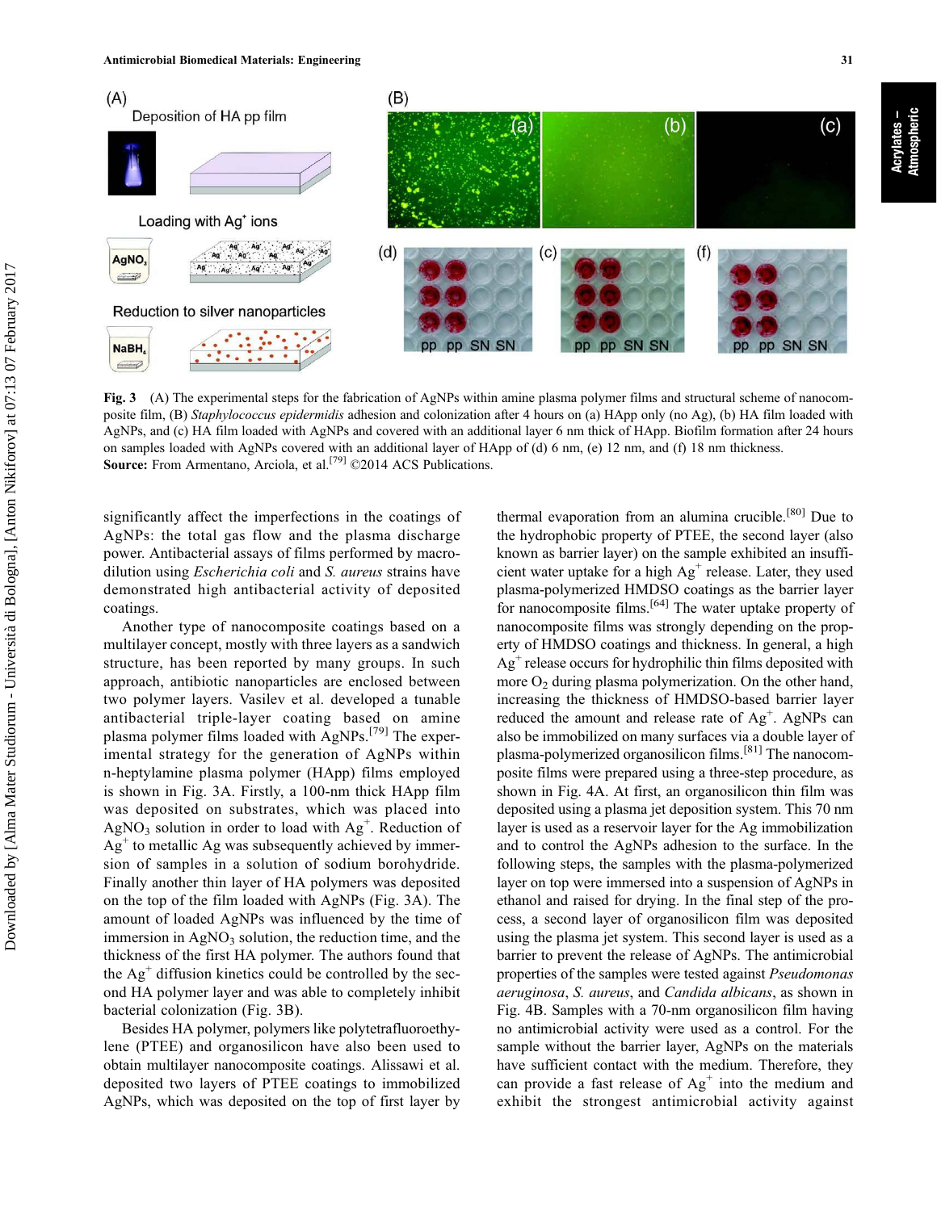Fig. 3 (A) The experimental steps for the fabrication of AgNPs within amine plasma polymer films and structural scheme of nanocomposite film, (B) *Staphylococcus epidermidis* adhesion and colonization after 4 hours on (a) HApp only (no Ag), (b) HA film loaded with AgNPs, and (c) HA film loaded with AgNPs and covered with an additional layer 6 nm thick of HApp. Biofilm formation after 24 hours on samples loaded with AgNPs covered with an additional layer of HApp of (d) 6 nm, (e) 12 nm, and (f) 18 nm thickness.
**Source:** From Armentano, Arciola, et al.[79] ©2014 ACS Publications.

significantly affect the imperfections in the coatings of AgNPs: the total gas flow and the plasma discharge power. Antibacterial assays of films performed by macrodilution using *Escherichia coli* and *S. aureus* strains have demonstrated high antibacterial activity of deposited coatings.

Another type of nanocomposite coatings based on a multilayer concept, mostly with three layers as a sandwich structure, has been reported by many groups. In such approach, antibiotic nanoparticles are enclosed between two polymer layers. Vasilev et al. developed a tunable antibacterial triple-layer coating based on amine plasma polymer films loaded with AgNPs.[79] The experimental strategy for the generation of AgNPs within n-heptylamine plasma polymer (HApp) films employed is shown in Fig. 3A. Firstly, a 100-nm thick HApp film was deposited on substrates, which was placed into $AgNO_3$ solution in order to load with $Ag^+$. Reduction of $Ag^+$ to metallic Ag was subsequently achieved by immersion of samples in a solution of sodium borohydride. Finally another thin layer of HA polymers was deposited on the top of the film loaded with AgNPs (Fig. 3A). The amount of loaded AgNPs was influenced by the time of immersion in $AgNO_3$ solution, the reduction time, and the thickness of the first HA polymer. The authors found that the $Ag^+$ diffusion kinetics could be controlled by the second HA polymer layer and was able to completely inhibit bacterial colonization (Fig. 3B).

Besides HA polymer, polymers like polytetrafluoroethylene (PTEE) and organosilicon have also been used to obtain multilayer nanocomposite coatings. Alissawi et al. deposited two layers of PTEE coatings to immobilized AgNPs, which was deposited on the top of first layer by thermal evaporation from an alumina crucible.[80] Due to the hydrophobic property of PTEE, the second layer (also known as barrier layer) on the sample exhibited an insufficient water uptake for a high $Ag^+$ release. Later, they used plasma-polymerized HMDSO coatings as the barrier layer for nanocomposite films.[64] The water uptake property of nanocomposite films was strongly depending on the property of HMDSO coatings and thickness. In general, a high $Ag^+$ release occurs for hydrophilic thin films deposited with more $O_2$ during plasma polymerization. On the other hand, increasing the thickness of HMDSO-based barrier layer reduced the amount and release rate of $Ag^+$. AgNPs can also be immobilized on many surfaces via a double layer of plasma-polymerized organosilicon films.[81] The nanocomposite films were prepared using a three-step procedure, as shown in Fig. 4A. At first, an organosilicon thin film was deposited using a plasma jet deposition system. This 70 nm layer is used as a reservoir layer for the Ag immobilization and to control the AgNPs adhesion to the surface. In the following steps, the samples with the plasma-polymerized layer on top were immersed into a suspension of AgNPs in ethanol and raised for drying. In the final step of the process, a second layer of organosilicon film was deposited using the plasma jet system. This second layer is used as a barrier to prevent the release of AgNPs. The antimicrobial properties of the samples were tested against *Pseudomonas aeruginosa*, *S. aureus*, and *Candida albicans*, as shown in Fig. 4B. Samples with a 70-nm organosilicon film having no antimicrobial activity were used as a control. For the sample without the barrier layer, AgNPs on the materials have sufficient contact with the medium. Therefore, they can provide a fast release of $Ag^+$ into the medium and exhibit the strongest antimicrobial activity against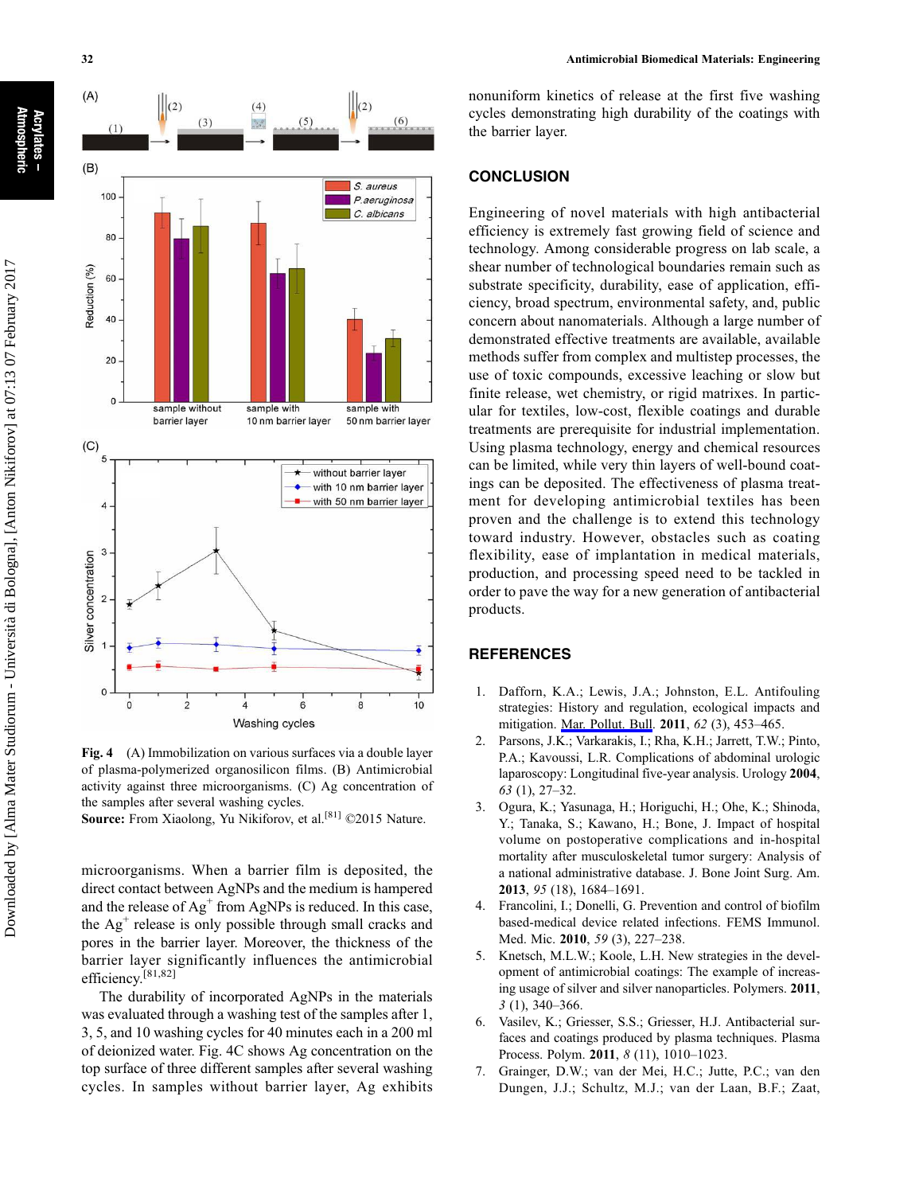(A)

(1) (2) (3) (4) (5) (2) (6)

(B)

Reduction (%)

0 20 40 60 80 100

S. aureus
P. aeruginosa
C. albicans

sample without barrier layer
sample with 10 nm barrier layer
sample with 50 nm barrier layer

(C)

Silver concentration

0 1 2 3 4 5

without barrier layer
with 10 nm barrier layer
with 50 nm barrier layer

0 2 4 6 8 10

Washing cycles

**Fig. 4** (A) Immobilization on various surfaces via a double layer of plasma-polymerized organosilicon films. (B) Antimicrobial activity against three microorganisms. (C) Ag concentration of the samples after several washing cycles.
**Source:** From Xiaolong, Yu Nikiforov, et al.[81] ©2015 Nature.

microorganisms. When a barrier film is deposited, the direct contact between AgNPs and the medium is hampered and the release of $Ag^{+}$ from AgNPs is reduced. In this case, the $Ag^{+}$ release is only possible through small cracks and pores in the barrier layer. Moreover, the thickness of the barrier layer significantly influences the antimicrobial efficiency.[81,82]

The durability of incorporated AgNPs in the materials was evaluated through a washing test of the samples after 1, 3, 5, and 10 washing cycles for 40 minutes each in a 200 ml of deionized water. Fig. 4C shows Ag concentration on the top surface of three different samples after several washing cycles. In samples without barrier layer, Ag exhibits nonuniform kinetics of release at the first five washing cycles demonstrating high durability of the coatings with the barrier layer.

## CONCLUSION

Engineering of novel materials with high antibacterial efficiency is extremely fast growing field of science and technology. Among considerable progress on lab scale, a shear number of technological boundaries remain such as substrate specificity, durability, ease of application, efficiency, broad spectrum, environmental safety, and, public concern about nanomaterials. Although a large number of demonstrated effective treatments are available, available methods suffer from complex and multistep processes, the use of toxic compounds, excessive leaching or slow but finite release, wet chemistry, or rigid matrixes. In particular for textiles, low-cost, flexible coatings and durable treatments are prerequisite for industrial implementation. Using plasma technology, energy and chemical resources can be limited, while very thin layers of well-bound coatings can be deposited. The effectiveness of plasma treatment for developing antimicrobial textiles has been proven and the challenge is to extend this technology toward industry. However, obstacles such as coating flexibility, ease of implantation in medical materials, production, and processing speed need to be tackled in order to pave the way for a new generation of antibacterial products.

## REFERENCES

1. Dafforn, K.A.; Lewis, J.A.; Johnston, E.L. Antifouling strategies: History and regulation, ecological impacts and mitigation. Mar. Pollut. Bull. **2011**, *62* (3), 453–465.
2. Parsons, J.K.; Varkarakis, I.; Rha, K.H.; Jarrett, T.W.; Pinto, P.A.; Kavoussi, L.R. Complications of abdominal urologic laparoscopy: Longitudinal five-year analysis. Urology **2004**, *63* (1), 27–32.
3. Ogura, K.; Yasunaga, H.; Horiguchi, H.; Ohe, K.; Shinoda, Y.; Tanaka, S.; Kawano, H.; Bone, J. Impact of hospital volume on postoperative complications and in-hospital mortality after musculoskeletal tumor surgery: Analysis of a national administrative database. J. Bone Joint Surg. Am. **2013**, *95* (18), 1684–1691.
4. Francolini, I.; Donelli, G. Prevention and control of biofilm based-medical device related infections. FEMS Immunol. Med. Mic. **2010**, *59* (3), 227–238.
5. Knetsch, M.L.W.; Koole, L.H. New strategies in the development of antimicrobial coatings: The example of increasing usage of silver and silver nanoparticles. Polymers. **2011**, *3* (1), 340–366.
6. Vasilev, K.; Griesser, S.S.; Griesser, H.J. Antibacterial surfaces and coatings produced by plasma techniques. Plasma Process. Polym. **2011**, *8* (11), 1010–1023.
7. Grainger, D.W.; van der Mei, H.C.; Jutte, P.C.; van den Dungen, J.J.; Schultz, M.J.; van der Laan, B.F.; Zaat,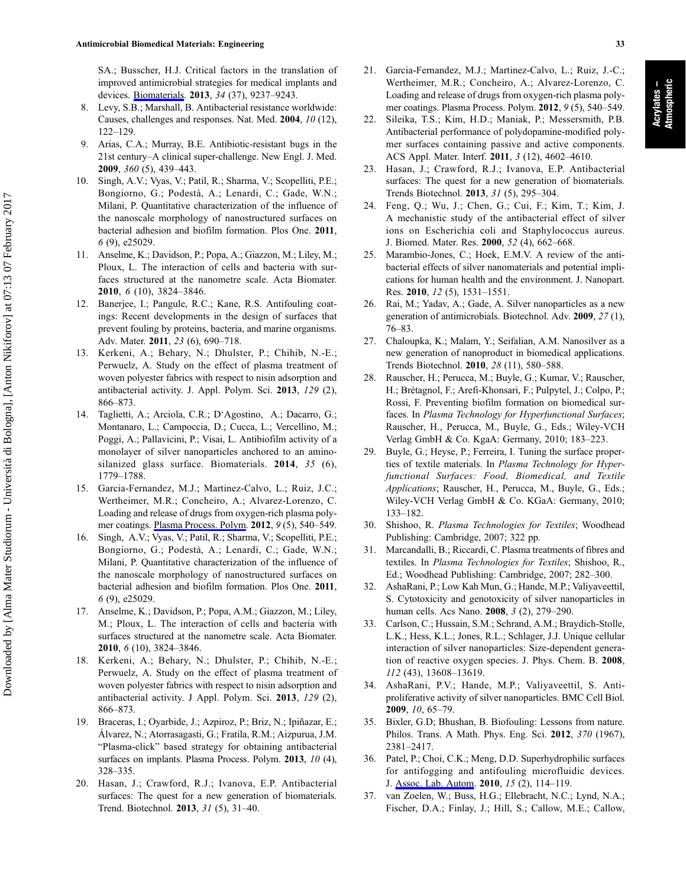SA.; Busscher, H.J. Critical factors in the translation of improved antimicrobial strategies for medical implants and devices. Biomaterials. **2013**, *34* (37), 9237–9243.

8. Levy, S.B.; Marshall, B. Antibacterial resistance worldwide: Causes, challenges and responses. Nat. Med. **2004**, *10* (12), 122–129.
9. Arias, C.A.; Murray, B.E. Antibiotic-resistant bugs in the 21st century–A clinical super-challenge. New Engl. J. Med. **2009**, *360* (5), 439–443.
10. Singh, A.V.; Vyas, V.; Patil, R.; Sharma, V.; Scopelliti, P.E.; Bongiorno, G.; Podestà, A.; Lenardi, C.; Gade, W.N.; Milani, P. Quantitative characterization of the influence of the nanoscale morphology of nanostructured surfaces on bacterial adhesion and biofilm formation. Plos One. **2011**, *6* (9), e25029.
11. Anselme, K.; Davidson, P.; Popa, A.; Giazzon, M.; Liley, M.; Ploux, L. The interaction of cells and bacteria with surfaces structured at the nanometre scale. Acta Biomater. **2010**, *6* (10), 3824–3846.
12. Banerjee, I.; Pangule, R.C.; Kane, R.S. Antifouling coatings: Recent developments in the design of surfaces that prevent fouling by proteins, bacteria, and marine organisms. Adv. Mater. **2011**, *23* (6), 690–718.
13. Kerkeni, A.; Behary, N.; Dhulster, P.; Chihib, N.-E.; Perwuelz, A. Study on the effect of plasma treatment of woven polyester fabrics with respect to nisin adsorption and antibacterial activity. J. Appl. Polym. Sci. **2013**, *129* (2), 866–873.
14. Taglietti, A.; Arciola, C.R.; D'Agostino, A.; Dacarro, G.; Montanaro, L.; Campoccia, D.; Cucca, L.; Vercellino, M.; Poggi, A.; Pallavicini, P.; Visai, L. Antibiofilm activity of a monolayer of silver nanoparticles anchored to an amino-silanized glass surface. Biomaterials. **2014**, *35* (6), 1779–1788.
15. Garcia-Fernandez, M.J.; Martinez-Calvo, L.; Ruiz, J.C.; Wertheimer, M.R.; Concheiro, A.; Alvarez-Lorenzo, C. Loading and release of drugs from oxygen-rich plasma polymer coatings. Plasma Process. Polym. **2012**, *9* (5), 540–549.
16. Singh, A.V.; Vyas, V.; Patil, R.; Sharma, V.; Scopelliti, P.E.; Bongiorno, G.; Podestà, A.; Lenardi, C.; Gade, W.N.; Milani, P. Quantitative characterization of the influence of the nanoscale morphology of nanostructured surfaces on bacterial adhesion and biofilm formation. Plos One. **2011**, *6* (9), e25029.
17. Anselme, K.; Davidson, P.; Popa, A.M.; Giazzon, M.; Liley, M.; Ploux, L. The interaction of cells and bacteria with surfaces structured at the nanometre scale. Acta Biomater. **2010**, *6* (10), 3824–3846.
18. Kerkeni, A.; Behary, N.; Dhulster, P.; Chihib, N.-E.; Perwuelz, A. Study on the effect of plasma treatment of woven polyester fabrics with respect to nisin adsorption and antibacterial activity. J Appl. Polym. Sci. **2013**, *129* (2), 866–873.
19. Braceras, I.; Oyarbide, J.; Azpiroz, P.; Briz, N.; Ipiñazar, E.; Álvarez, N.; Atorrasagasti, G.; Fratila, R.M.; Aizpurua, J.M. "Plasma-click" based strategy for obtaining antibacterial surfaces on implants. Plasma Process. Polym. **2013**, *10* (4), 328–335.
20. Hasan, J.; Crawford, R.J.; Ivanova, E.P. Antibacterial surfaces: The quest for a new generation of biomaterials. Trend. Biotechnol. **2013**, *31* (5), 31–40.
21. Garcia-Fernandez, M.J.; Martinez-Calvo, L.; Ruiz, J.-C.; Wertheimer, M.R.; Concheiro, A.; Alvarez-Lorenzo, C. Loading and release of drugs from oxygen-rich plasma polymer coatings. Plasma Process. Polym. **2012**, *9* (5), 540–549.
22. Sileika, T.S.; Kim, H.D.; Maniak, P.; Messersmith, P.B. Antibacterial performance of polydopamine-modified polymer surfaces containing passive and active components. ACS Appl. Mater. Interf. **2011**, *3* (12), 4602–4610.
23. Hasan, J.; Crawford, R.J.; Ivanova, E.P. Antibacterial surfaces: The quest for a new generation of biomaterials. Trends Biotechnol. **2013**, *31* (5), 295–304.
24. Feng, Q.; Wu, J.; Chen, G.; Cui, F.; Kim, T.; Kim, J. A mechanistic study of the antibacterial effect of silver ions on Escherichia coli and Staphylococcus aureus. J. Biomed. Mater. Res. **2000**, *52* (4), 662–668.
25. Marambio-Jones, C.; Hoek, E.M.V. A review of the antibacterial effects of silver nanomaterials and potential implications for human health and the environment. J. Nanopart. Res. **2010**, *12* (5), 1531–1551.
26. Rai, M.; Yadav, A.; Gade, A. Silver nanoparticles as a new generation of antimicrobials. Biotechnol. Adv. **2009**, *27* (1), 76–83.
27. Chaloupka, K.; Malam, Y.; Seifalian, A.M. Nanosilver as a new generation of nanoproduct in biomedical applications. Trends Biotechnol. **2010**, *28* (11), 580–588.
28. Rauscher, H.; Perucca, M.; Buyle, G.; Kumar, V.; Rauscher, H.; Brétagnol, F.; Arefi-Khonsari, F.; Pulpytel, J.; Colpo, P.; Rossi, F. Preventing biofilm formation on biomedical surfaces. In *Plasma Technology for Hyperfunctional Surfaces*; Rauscher, H., Perucca, M., Buyle, G., Eds.; Wiley-VCH Verlag GmbH & Co. KgaA: Germany, 2010; 183–223.
29. Buyle, G.; Heyse, P.; Ferreira, I. Tuning the surface properties of textile materials. In *Plasma Technology for Hyperfunctional Surfaces: Food, Biomedical, and Textile Applications*; Rauscher, H., Perucca, M., Buyle, G., Eds.; Wiley-VCH Verlag GmbH & Co. KGaA: Germany, 2010; 133–182.
30. Shishoo, R. *Plasma Technologies for Textiles*; Woodhead Publishing: Cambridge, 2007; 322 pp.
31. Marcandalli, B.; Riccardi, C. Plasma treatments of fibres and textiles. In *Plasma Technologies for Textiles*; Shishoo, R., Ed.; Woodhead Publishing: Cambridge, 2007; 282–300.
32. AshaRani, P.; Low Kah Mun, G.; Hande, M.P.; Valiyaveettil, S. Cytotoxicity and genotoxicity of silver nanoparticles in human cells. Acs Nano. **2008**, *3* (2), 279–290.
33. Carlson, C.; Hussain, S.M.; Schrand, A.M.; Braydich-Stolle, L.K.; Hess, K.L.; Jones, R.L.; Schlager, J.J. Unique cellular interaction of silver nanoparticles: Size-dependent generation of reactive oxygen species. J. Phys. Chem. B. **2008**, *112* (43), 13608–13619.
34. AshaRani, P.V.; Hande, M.P.; Valiyaveettil, S. Anti-proliferative activity of silver nanoparticles. BMC Cell Biol. **2009**, *10*, 65–79.
35. Bixler, G.D; Bhushan, B. Biofouling: Lessons from nature. Philos. Trans. A Math. Phys. Eng. Sci. **2012**, *370* (1967), 2381–2417.
36. Patel, P.; Choi, C.K.; Meng, D.D. Superhydrophilic surfaces for antifogging and antifouling microfluidic devices. J. Assoc. Lab. Autom. **2010**, *15* (2), 114–119.
37. van Zoelen, W.; Buss, H.G.; Ellebracht, N.C.; Lynd, N.A.; Fischer, D.A.; Finlay, J.; Hill, S.; Callow, M.E.; Callow,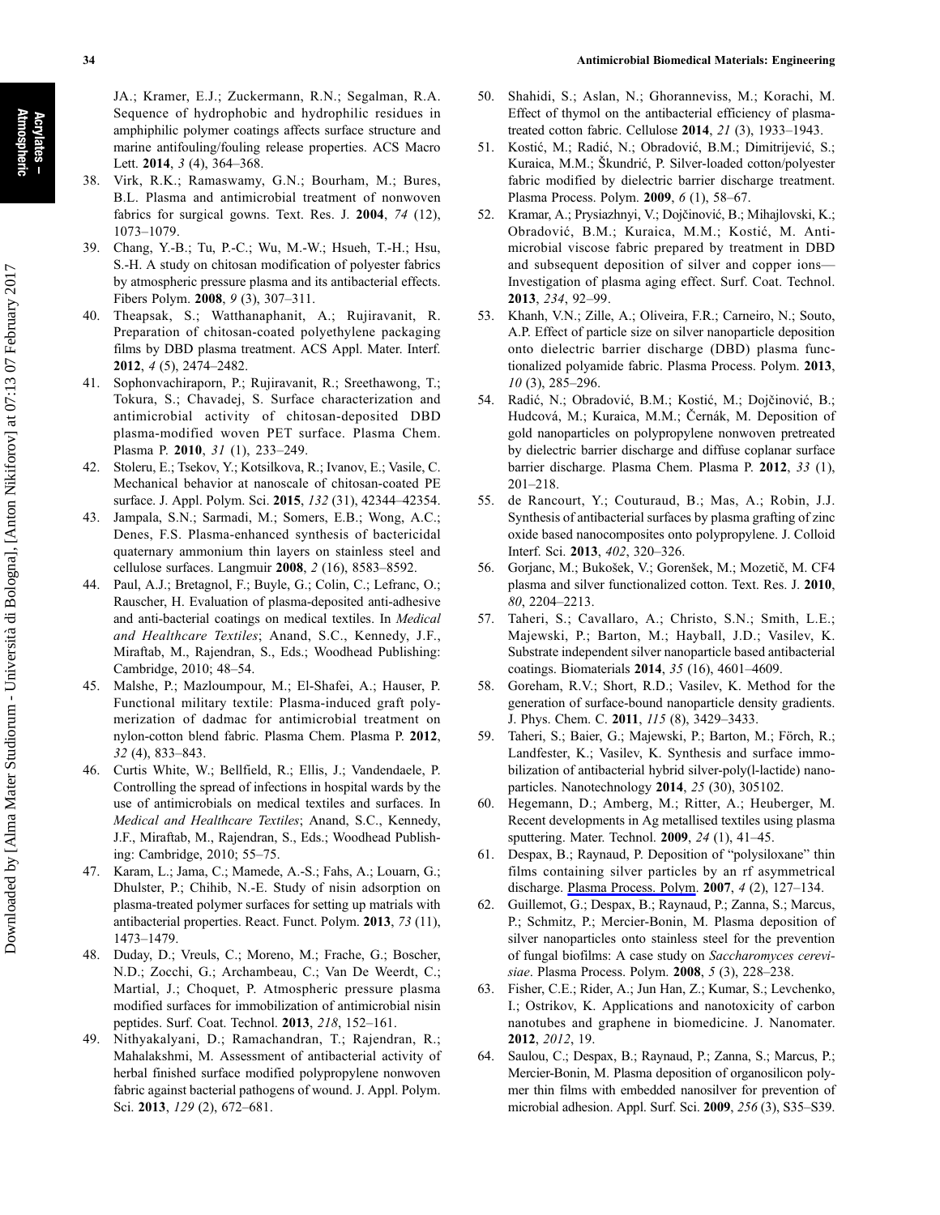JA.; Kramer, E.J.; Zuckermann, R.N.; Segalman, R.A. Sequence of hydrophobic and hydrophilic residues in amphiphilic polymer coatings affects surface structure and marine antifouling/fouling release properties. ACS Macro Lett. **2014**, *3* (4), 364–368.

38. Virk, R.K.; Ramaswamy, G.N.; Bourham, M.; Bures, B.L. Plasma and antimicrobial treatment of nonwoven fabrics for surgical gowns. Text. Res. J. **2004**, *74* (12), 1073–1079.
39. Chang, Y.-B.; Tu, P.-C.; Wu, M.-W.; Hsueh, T.-H.; Hsu, S.-H. A study on chitosan modification of polyester fabrics by atmospheric pressure plasma and its antibacterial effects. Fibers Polym. **2008**, *9* (3), 307–311.
40. Theapsak, S.; Watthanaphanit, A.; Rujiravanit, R. Preparation of chitosan-coated polyethylene packaging films by DBD plasma treatment. ACS Appl. Mater. Interf. **2012**, *4* (5), 2474–2482.
41. Sophonvachiraporn, P.; Rujiravanit, R.; Sreethawong, T.; Tokura, S.; Chavadej, S. Surface characterization and antimicrobial activity of chitosan-deposited DBD plasma-modified woven PET surface. Plasma Chem. Plasma P. **2010**, *31* (1), 233–249.
42. Stoleru, E.; Tsekov, Y.; Kotsilkova, R.; Ivanov, E.; Vasile, C. Mechanical behavior at nanoscale of chitosan-coated PE surface. J. Appl. Polym. Sci. **2015**, *132* (31), 42344–42354.
43. Jampala, S.N.; Sarmadi, M.; Somers, E.B.; Wong, A.C.; Denes, F.S. Plasma-enhanced synthesis of bactericidal quaternary ammonium thin layers on stainless steel and cellulose surfaces. Langmuir **2008**, *2* (16), 8583–8592.
44. Paul, A.J.; Bretagnol, F.; Buyle, G.; Colin, C.; Lefranc, O.; Rauscher, H. Evaluation of plasma-deposited anti-adhesive and anti-bacterial coatings on medical textiles. In *Medical and Healthcare Textiles*; Anand, S.C., Kennedy, J.F., Miraftab, M., Rajendran, S., Eds.; Woodhead Publishing: Cambridge, 2010; 48–54.
45. Malshe, P.; Mazloumpour, M.; El-Shafei, A.; Hauser, P. Functional military textile: Plasma-induced graft polymerization of dadmac for antimicrobial treatment on nylon-cotton blend fabric. Plasma Chem. Plasma P. **2012**, *32* (4), 833–843.
46. Curtis White, W.; Bellfield, R.; Ellis, J.; Vandendaele, P. Controlling the spread of infections in hospital wards by the use of antimicrobials on medical textiles and surfaces. In *Medical and Healthcare Textiles*; Anand, S.C., Kennedy, J.F., Miraftab, M., Rajendran, S., Eds.; Woodhead Publishing: Cambridge, 2010; 55–75.
47. Karam, L.; Jama, C.; Mamede, A.-S.; Fahs, A.; Louarn, G.; Dhulster, P.; Chihib, N.-E. Study of nisin adsorption on plasma-treated polymer surfaces for setting up matrials with antibacterial properties. React. Funct. Polym. **2013**, *73* (11), 1473–1479.
48. Duday, D.; Vreuls, C.; Moreno, M.; Frache, G.; Boscher, N.D.; Zocchi, G.; Archambeau, C.; Van De Weerdt, C.; Martial, J.; Choquet, P. Atmospheric pressure plasma modified surfaces for immobilization of antimicrobial nisin peptides. Surf. Coat. Technol. **2013**, *218*, 152–161.
49. Nithyakalyani, D.; Ramachandran, T.; Rajendran, R.; Mahalakshmi, M. Assessment of antibacterial activity of herbal finished surface modified polypropylene nonwoven fabric against bacterial pathogens of wound. J. Appl. Polym. Sci. **2013**, *129* (2), 672–681.
50. Shahidi, S.; Aslan, N.; Ghoranneviss, M.; Korachi, M. Effect of thymol on the antibacterial efficiency of plasma-treated cotton fabric. Cellulose **2014**, *21* (3), 1933–1943.
51. Kostić, M.; Radić, N.; Obradović, B.M.; Dimitrijević, S.; Kuraica, M.M.; Škundrić, P. Silver-loaded cotton/polyester fabric modified by dielectric barrier discharge treatment. Plasma Process. Polym. **2009**, *6* (1), 58–67.
52. Kramar, A.; Prysiazhnyi, V.; Dojčinović, B.; Mihajlovski, K.; Obradović, B.M.; Kuraica, M.M.; Kostić, M. Antimicrobial viscose fabric prepared by treatment in DBD and subsequent deposition of silver and copper ions—Investigation of plasma aging effect. Surf. Coat. Technol. **2013**, *234*, 92–99.
53. Khanh, V.N.; Zille, A.; Oliveira, F.R.; Carneiro, N.; Souto, A.P. Effect of particle size on silver nanoparticle deposition onto dielectric barrier discharge (DBD) plasma functionalized polyamide fabric. Plasma Process. Polym. **2013**, *10* (3), 285–296.
54. Radić, N.; Obradović, B.M.; Kostić, M.; Dojčinović, B.; Hudcová, M.; Kuraica, M.M.; Černák, M. Deposition of gold nanoparticles on polypropylene nonwoven pretreated by dielectric barrier discharge and diffuse coplanar surface barrier discharge. Plasma Chem. Plasma P. **2012**, *33* (1), 201–218.
55. de Rancourt, Y.; Couturaud, B.; Mas, A.; Robin, J.J. Synthesis of antibacterial surfaces by plasma grafting of zinc oxide based nanocomposites onto polypropylene. J. Colloid Interf. Sci. **2013**, *402*, 320–326.
56. Gorjanc, M.; Bukošek, V.; Gorenšek, M.; Mozetič, M. CF4 plasma and silver functionalized cotton. Text. Res. J. **2010**, *80*, 2204–2213.
57. Taheri, S.; Cavallaro, A.; Christo, S.N.; Smith, L.E.; Majewski, P.; Barton, M.; Hayball, J.D.; Vasilev, K. Substrate independent silver nanoparticle based antibacterial coatings. Biomaterials **2014**, *35* (16), 4601–4609.
58. Goreham, R.V.; Short, R.D.; Vasilev, K. Method for the generation of surface-bound nanoparticle density gradients. J. Phys. Chem. C. **2011**, *115* (8), 3429–3433.
59. Taheri, S.; Baier, G.; Majewski, P.; Barton, M.; Förch, R.; Landfester, K.; Vasilev, K. Synthesis and surface immobilization of antibacterial hybrid silver-poly(l-lactide) nanoparticles. Nanotechnology **2014**, *25* (30), 305102.
60. Hegemann, D.; Amberg, M.; Ritter, A.; Heuberger, M. Recent developments in Ag metallised textiles using plasma sputtering. Mater. Technol. **2009**, *24* (1), 41–45.
61. Despax, B.; Raynaud, P. Deposition of "polysiloxane" thin films containing silver particles by an rf asymmetrical discharge. Plasma Process. Polym. **2007**, *4* (2), 127–134.
62. Guillemot, G.; Despax, B.; Raynaud, P.; Zanna, S.; Marcus, P.; Schmitz, P.; Mercier-Bonin, M. Plasma deposition of silver nanoparticles onto stainless steel for the prevention of fungal biofilms: A case study on *Saccharomyces cerevisiae*. Plasma Process. Polym. **2008**, *5* (3), 228–238.
63. Fisher, C.E.; Rider, A.; Jun Han, Z.; Kumar, S.; Levchenko, I.; Ostrikov, K. Applications and nanotoxicity of carbon nanotubes and graphene in biomedicine. J. Nanomater. **2012**, *2012*, 19.
64. Saulou, C.; Despax, B.; Raynaud, P.; Zanna, S.; Marcus, P.; Mercier-Bonin, M. Plasma deposition of organosilicon polymer thin films with embedded nanosilver for prevention of microbial adhesion. Appl. Surf. Sci. **2009**, *256* (3), S35–S39.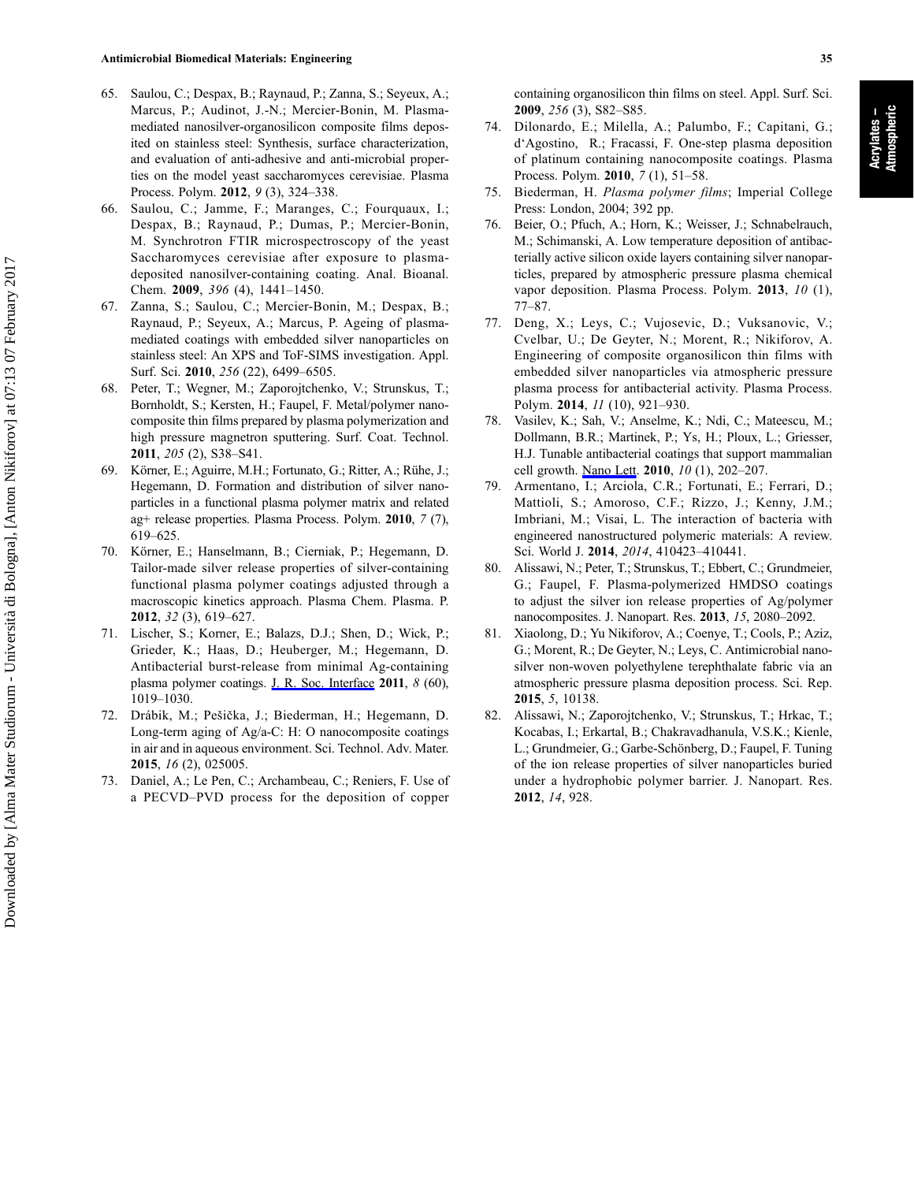65. Saulou, C.; Despax, B.; Raynaud, P.; Zanna, S.; Seyeux, A.; Marcus, P.; Audinot, J.-N.; Mercier-Bonin, M. Plasma-mediated nanosilver-organosilicon composite films deposited on stainless steel: Synthesis, surface characterization, and evaluation of anti-adhesive and anti-microbial properties on the model yeast saccharomyces cerevisiae. Plasma Process. Polym. **2012**, *9* (3), 324–338.
66. Saulou, C.; Jamme, F.; Maranges, C.; Fourquaux, I.; Despax, B.; Raynaud, P.; Dumas, P.; Mercier-Bonin, M. Synchrotron FTIR microspectroscopy of the yeast Saccharomyces cerevisiae after exposure to plasma-deposited nanosilver-containing coating. Anal. Bioanal. Chem. **2009**, *396* (4), 1441–1450.
67. Zanna, S.; Saulou, C.; Mercier-Bonin, M.; Despax, B.; Raynaud, P.; Seyeux, A.; Marcus, P. Ageing of plasma-mediated coatings with embedded silver nanoparticles on stainless steel: An XPS and ToF-SIMS investigation. Appl. Surf. Sci. **2010**, *256* (22), 6499–6505.
68. Peter, T.; Wegner, M.; Zaporojtchenko, V.; Strunskus, T.; Bornholdt, S.; Kersten, H.; Faupel, F. Metal/polymer nanocomposite thin films prepared by plasma polymerization and high pressure magnetron sputtering. Surf. Coat. Technol. **2011**, *205* (2), S38–S41.
69. Körner, E.; Aguirre, M.H.; Fortunato, G.; Ritter, A.; Rühe, J.; Hegemann, D. Formation and distribution of silver nanoparticles in a functional plasma polymer matrix and related ag+ release properties. Plasma Process. Polym. **2010**, *7* (7), 619–625.
70. Körner, E.; Hanselmann, B.; Cierniak, P.; Hegemann, D. Tailor-made silver release properties of silver-containing functional plasma polymer coatings adjusted through a macroscopic kinetics approach. Plasma Chem. Plasma. P. **2012**, *32* (3), 619–627.
71. Lischer, S.; Korner, E.; Balazs, D.J.; Shen, D.; Wick, P.; Grieder, K.; Haas, D.; Heuberger, M.; Hegemann, D. Antibacterial burst-release from minimal Ag-containing plasma polymer coatings. J. R. Soc. Interface **2011**, *8* (60), 1019–1030.
72. Drábik, M.; Pešička, J.; Biederman, H.; Hegemann, D. Long-term aging of Ag/a-C: H: O nanocomposite coatings in air and in aqueous environment. Sci. Technol. Adv. Mater. **2015**, *16* (2), 025005.
73. Daniel, A.; Le Pen, C.; Archambeau, C.; Reniers, F. Use of a PECVD–PVD process for the deposition of copper containing organosilicon thin films on steel. Appl. Surf. Sci. **2009**, *256* (3), S82–S85.
74. Dilonardo, E.; Milella, A.; Palumbo, F.; Capitani, G.; d'Agostino, R.; Fracassi, F. One-step plasma deposition of platinum containing nanocomposite coatings. Plasma Process. Polym. **2010**, *7* (1), 51–58.
75. Biederman, H. *Plasma polymer films*; Imperial College Press: London, 2004; 392 pp.
76. Beier, O.; Pfuch, A.; Horn, K.; Weisser, J.; Schnabelrauch, M.; Schimanski, A. Low temperature deposition of antibacterially active silicon oxide layers containing silver nanoparticles, prepared by atmospheric pressure plasma chemical vapor deposition. Plasma Process. Polym. **2013**, *10* (1), 77–87.
77. Deng, X.; Leys, C.; Vujosevic, D.; Vuksanovic, V.; Cvelbar, U.; De Geyter, N.; Morent, R.; Nikiforov, A. Engineering of composite organosilicon thin films with embedded silver nanoparticles via atmospheric pressure plasma process for antibacterial activity. Plasma Process. Polym. **2014**, *11* (10), 921–930.
78. Vasilev, K.; Sah, V.; Anselme, K.; Ndi, C.; Mateescu, M.; Dollmann, B.R.; Martinek, P.; Ys, H.; Ploux, L.; Griesser, H.J. Tunable antibacterial coatings that support mammalian cell growth. Nano Lett. **2010**, *10* (1), 202–207.
79. Armentano, I.; Arciola, C.R.; Fortunati, E.; Ferrari, D.; Mattioli, S.; Amoroso, C.F.; Rizzo, J.; Kenny, J.M.; Imbriani, M.; Visai, L. The interaction of bacteria with engineered nanostructured polymeric materials: A review. Sci. World J. **2014**, *2014*, 410423–410441.
80. Alissawi, N.; Peter, T.; Strunskus, T.; Ebbert, C.; Grundmeier, G.; Faupel, F. Plasma-polymerized HMDSO coatings to adjust the silver ion release properties of Ag/polymer nanocomposites. J. Nanopart. Res. **2013**, *15*, 2080–2092.
81. Xiaolong, D.; Yu Nikiforov, A.; Coenye, T.; Cools, P.; Aziz, G.; Morent, R.; De Geyter, N.; Leys, C. Antimicrobial nanosilver non-woven polyethylene terephthalate fabric via an atmospheric pressure plasma deposition process. Sci. Rep. **2015**, *5*, 10138.
82. Alissawi, N.; Zaporojtchenko, V.; Strunskus, T.; Hrkac, T.; Kocabas, I.; Erkartal, B.; Chakravadhanula, V.S.K.; Kienle, L.; Grundmeier, G.; Garbe-Schönberg, D.; Faupel, F. Tuning of the ion release properties of silver nanoparticles buried under a hydrophobic polymer barrier. J. Nanopart. Res. **2012**, *14*, 928.